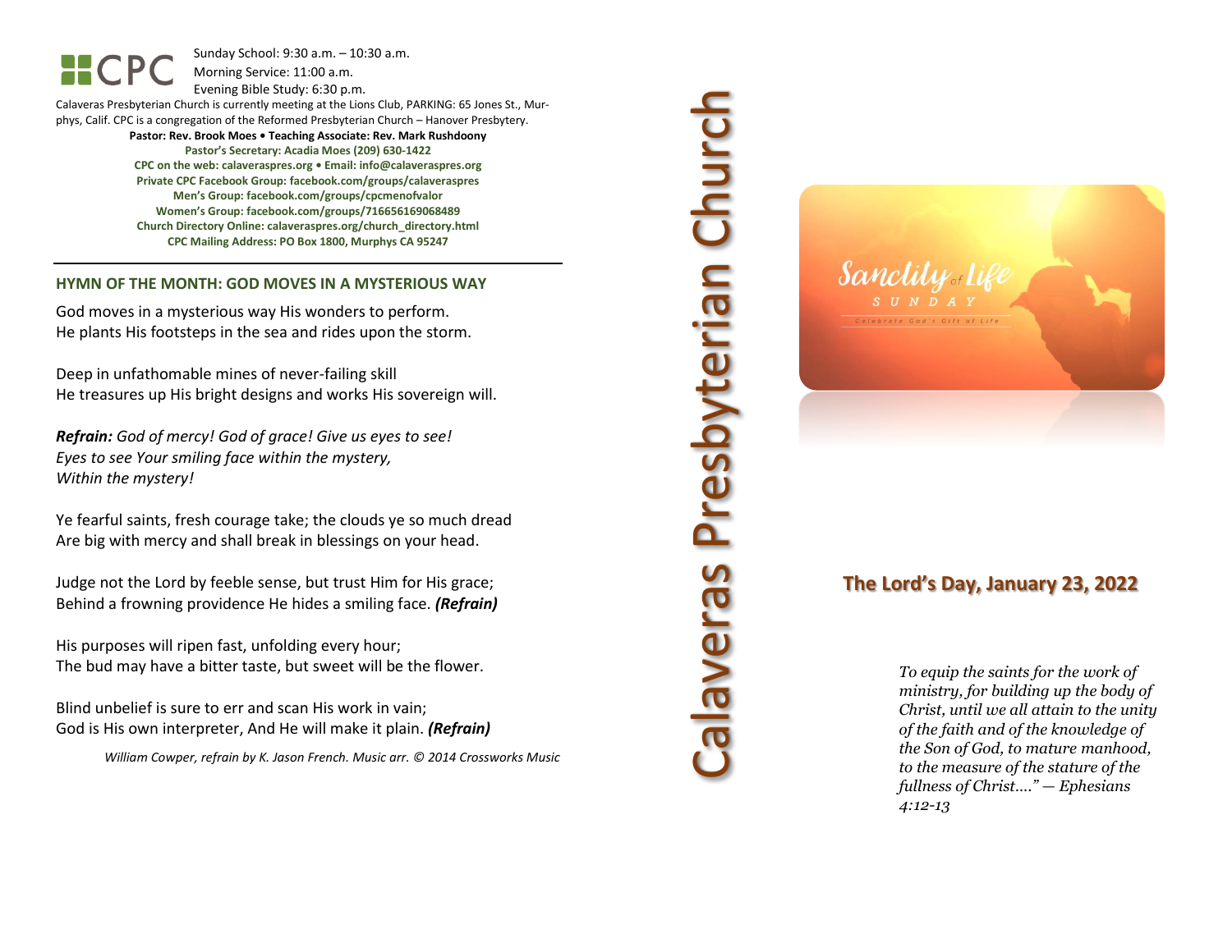CPC

Sunday School: 9:30 a.m. – 10:30 a.m.
Morning Service: 11:00 a.m.
Evening Bible Study: 6:30 p.m.

Calaveras Presbyterian Church is currently meeting at the Lions Club, PARKING: 65 Jones St., Murphys, Calif. CPC is a congregation of the Reformed Presbyterian Church – Hanover Presbytery.

**Pastor: Rev. Brook Moes • Teaching Associate: Rev. Mark Rushdoony**
**Pastor's Secretary: Acadia Moes (209) 630-1422**
**CPC on the web: calaveraspres.org • Email: info@calaveraspres.org**
**Private CPC Facebook Group: facebook.com/groups/calaveraspres**
**Men's Group: facebook.com/groups/cpcmenofvalor**
**Women's Group: facebook.com/groups/716656169068489**
**Church Directory Online: calaveraspres.org/church_directory.html**
**CPC Mailing Address: PO Box 1800, Murphys CA 95247**

---

## HYMN OF THE MONTH: GOD MOVES IN A MYSTERIOUS WAY

God moves in a mysterious way His wonders to perform.
He plants His footsteps in the sea and rides upon the storm.

Deep in unfathomable mines of never-failing skill
He treasures up His bright designs and works His sovereign will.

***Refrain:*** *God of mercy! God of grace! Give us eyes to see!*
*Eyes to see Your smiling face within the mystery,*
*Within the mystery!*

Ye fearful saints, fresh courage take; the clouds ye so much dread
Are big with mercy and shall break in blessings on your head.

Judge not the Lord by feeble sense, but trust Him for His grace;
Behind a frowning providence He hides a smiling face. ***(Refrain)***

His purposes will ripen fast, unfolding every hour;
The bud may have a bitter taste, but sweet will be the flower.

Blind unbelief is sure to err and scan His work in vain;
God is His own interpreter, And He will make it plain. ***(Refrain)***

*William Cowper, refrain by K. Jason French. Music arr. © 2014 Crossworks Music*

# Calaveras Presbyterian Church

Sanctity of Life SUNDAY
Celebrate God's Gift of Life

## The Lord's Day, January 23, 2022

*To equip the saints for the work of ministry, for building up the body of Christ, until we all attain to the unity of the faith and of the knowledge of the Son of God, to mature manhood, to the measure of the stature of the fullness of Christ…." — Ephesians 4:12-13*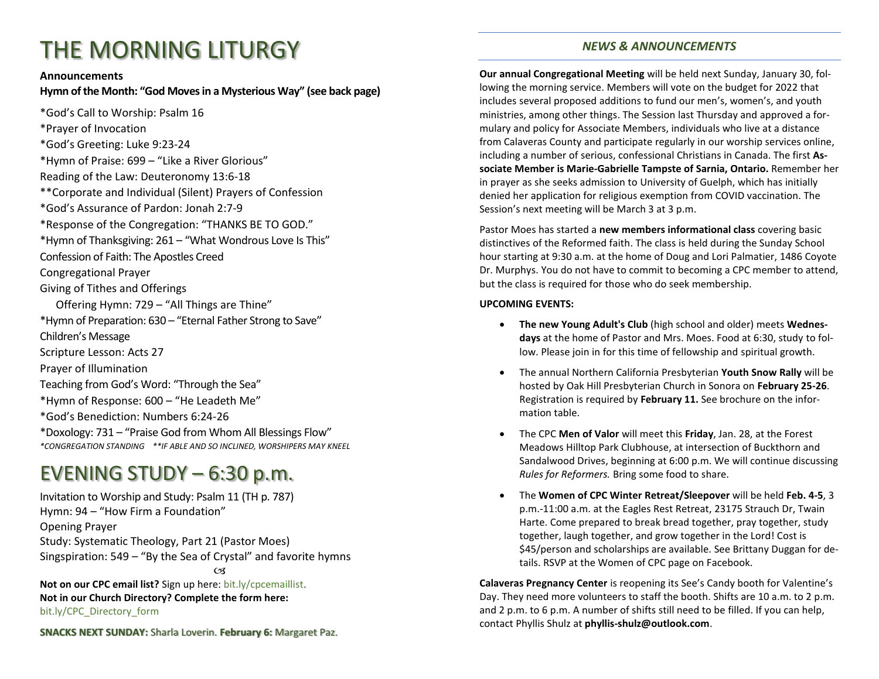# THE MORNING LITURGY

**Announcements**

**Hymn of the Month: "God Moves in a Mysterious Way" (see back page)**

*God's Call to Worship: Psalm 16
*Prayer of Invocation
*God's Greeting: Luke 9:23-24
*Hymn of Praise: 699 – "Like a River Glorious"
Reading of the Law: Deuteronomy 13:6-18
**Corporate and Individual (Silent) Prayers of Confession
*God's Assurance of Pardon: Jonah 2:7-9
*Response of the Congregation: "THANKS BE TO GOD."
*Hymn of Thanksgiving: 261 – "What Wondrous Love Is This"
Confession of Faith: The Apostles Creed
Congregational Prayer
Giving of Tithes and Offerings
    Offering Hymn: 729 – "All Things are Thine"
*Hymn of Preparation: 630 – "Eternal Father Strong to Save"
Children's Message
Scripture Lesson: Acts 27
Prayer of Illumination
Teaching from God's Word: "Through the Sea"
*Hymn of Response: 600 – "He Leadeth Me"
*God's Benediction: Numbers 6:24-26
*Doxology: 731 – "Praise God from Whom All Blessings Flow"

*\*CONGREGATION STANDING   \*\*IF ABLE AND SO INCLINED, WORSHIPERS MAY KNEEL*

# EVENING STUDY – 6:30 p.m.

Invitation to Worship and Study: Psalm 11 (TH p. 787)
Hymn: 94 – "How Firm a Foundation"
Opening Prayer
Study: Systematic Theology, Part 21 (Pastor Moes)
Singspiration: 549 – "By the Sea of Crystal" and favorite hymns

☙

**Not on our CPC email list?** Sign up here: bit.ly/cpcemaillist.
**Not in our Church Directory? Complete the form here:** bit.ly/CPC_Directory_form

**SNACKS NEXT SUNDAY:** Sharla Loverin. **February 6:** Margaret Paz.

## *NEWS & ANNOUNCEMENTS*

**Our annual Congregational Meeting** will be held next Sunday, January 30, following the morning service. Members will vote on the budget for 2022 that includes several proposed additions to fund our men's, women's, and youth ministries, among other things. The Session last Thursday and approved a formulary and policy for Associate Members, individuals who live at a distance from Calaveras County and participate regularly in our worship services online, including a number of serious, confessional Christians in Canada. The first **Associate Member is Marie-Gabrielle Tampste of Sarnia, Ontario.** Remember her in prayer as she seeks admission to University of Guelph, which has initially denied her application for religious exemption from COVID vaccination. The Session's next meeting will be March 3 at 3 p.m.

Pastor Moes has started a **new members informational class** covering basic distinctives of the Reformed faith. The class is held during the Sunday School hour starting at 9:30 a.m. at the home of Doug and Lori Palmatier, 1486 Coyote Dr. Murphys. You do not have to commit to becoming a CPC member to attend, but the class is required for those who do seek membership.

**UPCOMING EVENTS:**

- **The new Young Adult's Club** (high school and older) meets **Wednesdays** at the home of Pastor and Mrs. Moes. Food at 6:30, study to follow. Please join in for this time of fellowship and spiritual growth.
- The annual Northern California Presbyterian **Youth Snow Rally** will be hosted by Oak Hill Presbyterian Church in Sonora on **February 25-26**. Registration is required by **February 11.** See brochure on the information table.
- The CPC **Men of Valor** will meet this **Friday**, Jan. 28, at the Forest Meadows Hilltop Park Clubhouse, at intersection of Buckthorn and Sandalwood Drives, beginning at 6:00 p.m. We will continue discussing *Rules for Reformers.* Bring some food to share.
- The **Women of CPC Winter Retreat/Sleepover** will be held **Feb. 4-5**, 3 p.m.-11:00 a.m. at the Eagles Rest Retreat, 23175 Strauch Dr, Twain Harte. Come prepared to break bread together, pray together, study together, laugh together, and grow together in the Lord! Cost is $45/person and scholarships are available. See Brittany Duggan for details. RSVP at the Women of CPC page on Facebook.

**Calaveras Pregnancy Center** is reopening its See's Candy booth for Valentine's Day. They need more volunteers to staff the booth. Shifts are 10 a.m. to 2 p.m. and 2 p.m. to 6 p.m. A number of shifts still need to be filled. If you can help, contact Phyllis Shulz at **phyllis-shulz@outlook.com**.